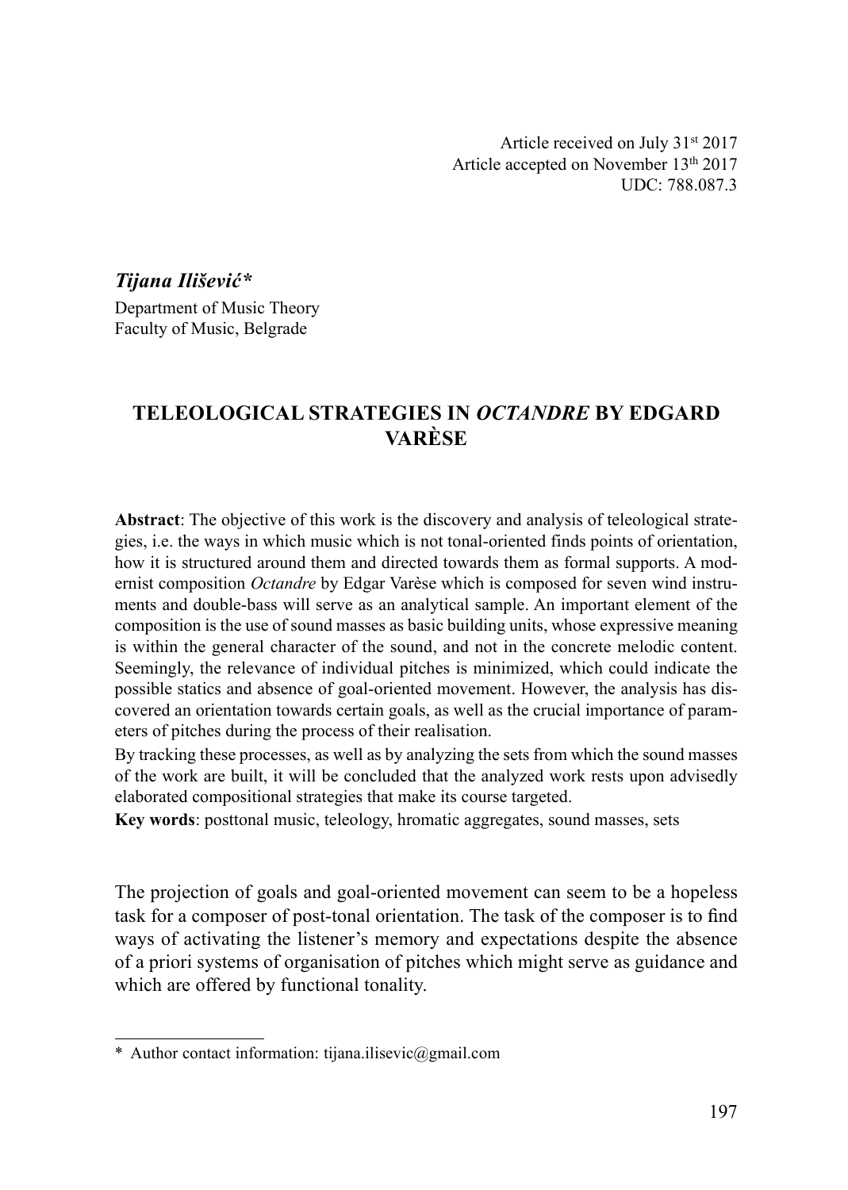Article received on July 31st 2017
Article accepted on November 13th 2017
UDC: 788.087.3

***Tijana Ilišević****
Department of Music Theory
Faculty of Music, Belgrade

# TELEOLOGICAL STRATEGIES IN *OCTANDRE* BY EDGARD VARÈSE

**Abstract**: The objective of this work is the discovery and analysis of teleological strategies, i.e. the ways in which music which is not tonal-oriented finds points of orientation, how it is structured around them and directed towards them as formal supports. A modernist composition *Octandre* by Edgar Varèse which is composed for seven wind instruments and double-bass will serve as an analytical sample. An important element of the composition is the use of sound masses as basic building units, whose expressive meaning is within the general character of the sound, and not in the concrete melodic content. Seemingly, the relevance of individual pitches is minimized, which could indicate the possible statics and absence of goal-oriented movement. However, the analysis has discovered an orientation towards certain goals, as well as the crucial importance of parameters of pitches during the process of their realisation.

By tracking these processes, as well as by analyzing the sets from which the sound masses of the work are built, it will be concluded that the analyzed work rests upon advisedly elaborated compositional strategies that make its course targeted.

**Key words**: posttonal music, teleology, hromatic aggregates, sound masses, sets

The projection of goals and goal-oriented movement can seem to be a hopeless task for a composer of post-tonal orientation. The task of the composer is to find ways of activating the listener's memory and expectations despite the absence of a priori systems of organisation of pitches which might serve as guidance and which are offered by functional tonality.

---

\* Author contact information: tijana.ilisevic@gmail.com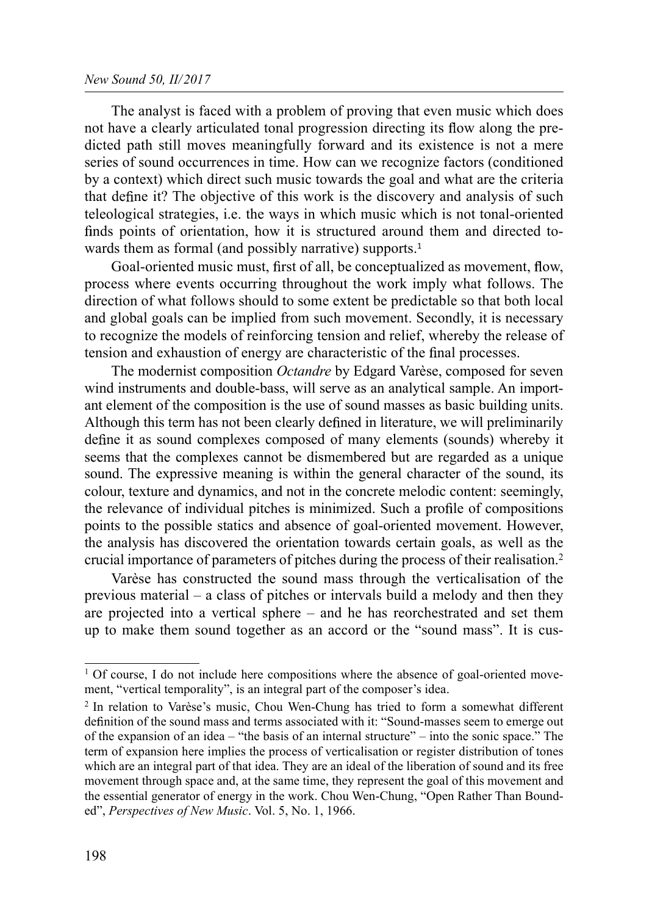The analyst is faced with a problem of proving that even music which does not have a clearly articulated tonal progression directing its flow along the predicted path still moves meaningfully forward and its existence is not a mere series of sound occurrences in time. How can we recognize factors (conditioned by a context) which direct such music towards the goal and what are the criteria that define it? The objective of this work is the discovery and analysis of such teleological strategies, i.e. the ways in which music which is not tonal-oriented finds points of orientation, how it is structured around them and directed towards them as formal (and possibly narrative) supports.[1]

Goal-oriented music must, first of all, be conceptualized as movement, flow, process where events occurring throughout the work imply what follows. The direction of what follows should to some extent be predictable so that both local and global goals can be implied from such movement. Secondly, it is necessary to recognize the models of reinforcing tension and relief, whereby the release of tension and exhaustion of energy are characteristic of the final processes.

The modernist composition *Octandre* by Edgard Varèse, composed for seven wind instruments and double-bass, will serve as an analytical sample. An important element of the composition is the use of sound masses as basic building units. Although this term has not been clearly defined in literature, we will preliminarily define it as sound complexes composed of many elements (sounds) whereby it seems that the complexes cannot be dismembered but are regarded as a unique sound. The expressive meaning is within the general character of the sound, its colour, texture and dynamics, and not in the concrete melodic content: seemingly, the relevance of individual pitches is minimized. Such a profile of compositions points to the possible statics and absence of goal-oriented movement. However, the analysis has discovered the orientation towards certain goals, as well as the crucial importance of parameters of pitches during the process of their realisation.[2]

Varèse has constructed the sound mass through the verticalisation of the previous material – a class of pitches or intervals build a melody and then they are projected into a vertical sphere – and he has reorchestrated and set them up to make them sound together as an accord or the "sound mass". It is cus-

---

[1] Of course, I do not include here compositions where the absence of goal-oriented movement, "vertical temporality", is an integral part of the composer's idea.

[2] In relation to Varèse's music, Chou Wen-Chung has tried to form a somewhat different definition of the sound mass and terms associated with it: "Sound-masses seem to emerge out of the expansion of an idea – "the basis of an internal structure" – into the sonic space." The term of expansion here implies the process of verticalisation or register distribution of tones which are an integral part of that idea. They are an ideal of the liberation of sound and its free movement through space and, at the same time, they represent the goal of this movement and the essential generator of energy in the work. Chou Wen-Chung, "Open Rather Than Bounded", *Perspectives of New Music*. Vol. 5, No. 1, 1966.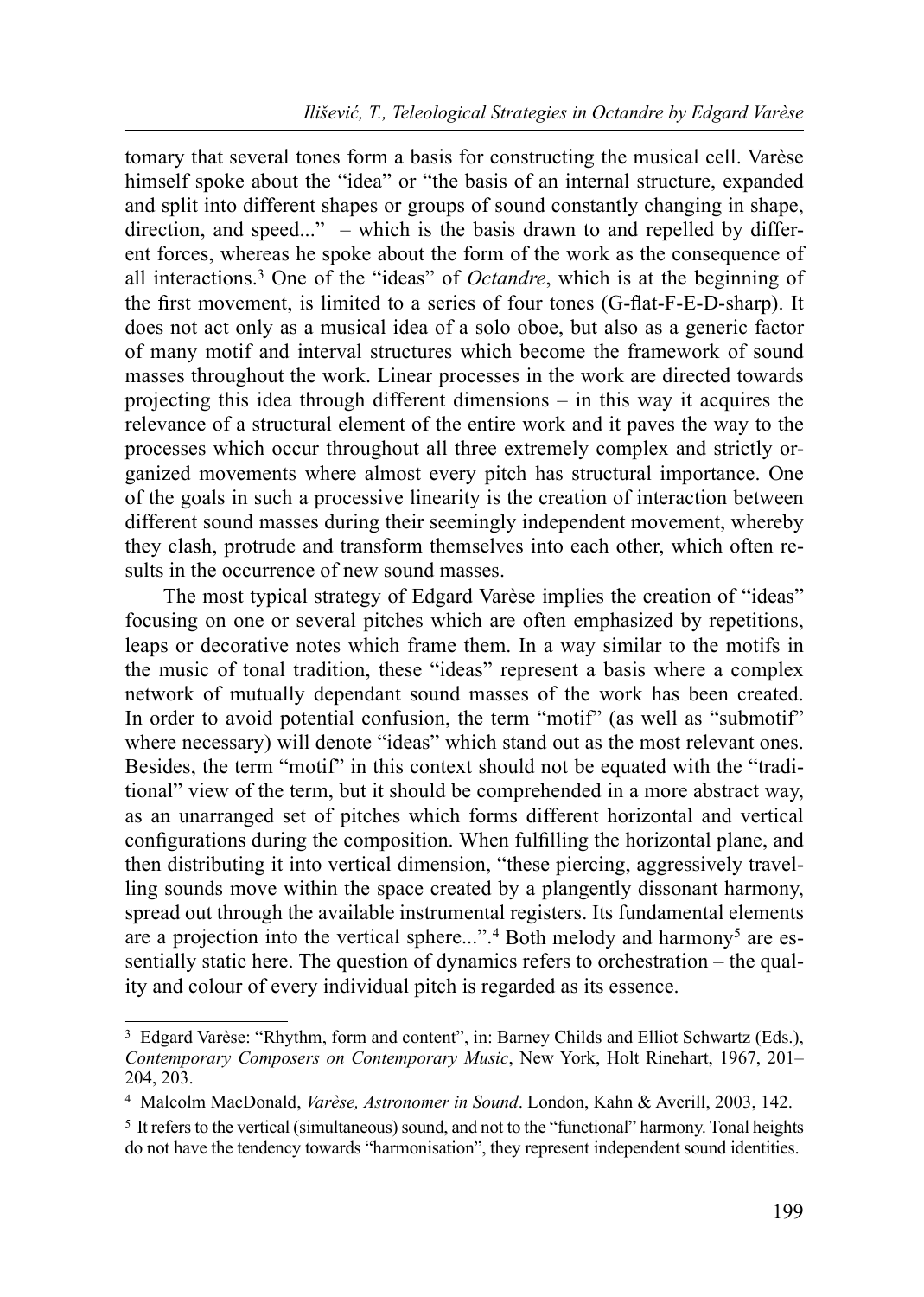tomary that several tones form a basis for constructing the musical cell. Varèse himself spoke about the "idea" or "the basis of an internal structure, expanded and split into different shapes or groups of sound constantly changing in shape, direction, and speed..." – which is the basis drawn to and repelled by different forces, whereas he spoke about the form of the work as the consequence of all interactions.[3] One of the "ideas" of *Octandre*, which is at the beginning of the first movement, is limited to a series of four tones (G-flat-F-E-D-sharp). It does not act only as a musical idea of a solo oboe, but also as a generic factor of many motif and interval structures which become the framework of sound masses throughout the work. Linear processes in the work are directed towards projecting this idea through different dimensions – in this way it acquires the relevance of a structural element of the entire work and it paves the way to the processes which occur throughout all three extremely complex and strictly organized movements where almost every pitch has structural importance. One of the goals in such a processive linearity is the creation of interaction between different sound masses during their seemingly independent movement, whereby they clash, protrude and transform themselves into each other, which often results in the occurrence of new sound masses.

The most typical strategy of Edgard Varèse implies the creation of "ideas" focusing on one or several pitches which are often emphasized by repetitions, leaps or decorative notes which frame them. In a way similar to the motifs in the music of tonal tradition, these "ideas" represent a basis where a complex network of mutually dependant sound masses of the work has been created. In order to avoid potential confusion, the term "motif" (as well as "submotif" where necessary) will denote "ideas" which stand out as the most relevant ones. Besides, the term "motif" in this context should not be equated with the "traditional" view of the term, but it should be comprehended in a more abstract way, as an unarranged set of pitches which forms different horizontal and vertical configurations during the composition. When fulfilling the horizontal plane, and then distributing it into vertical dimension, "these piercing, aggressively travelling sounds move within the space created by a plangently dissonant harmony, spread out through the available instrumental registers. Its fundamental elements are a projection into the vertical sphere...".[4] Both melody and harmony[5] are essentially static here. The question of dynamics refers to orchestration – the quality and colour of every individual pitch is regarded as its essence.

---

[3] Edgard Varèse: "Rhythm, form and content", in: Barney Childs and Elliot Schwartz (Eds.), *Contemporary Composers on Contemporary Music*, New York, Holt Rinehart, 1967, 201–204, 203.

[4] Malcolm MacDonald, *Varèse, Astronomer in Sound*. London, Kahn & Averill, 2003, 142.

[5] It refers to the vertical (simultaneous) sound, and not to the "functional" harmony. Tonal heights do not have the tendency towards "harmonisation", they represent independent sound identities.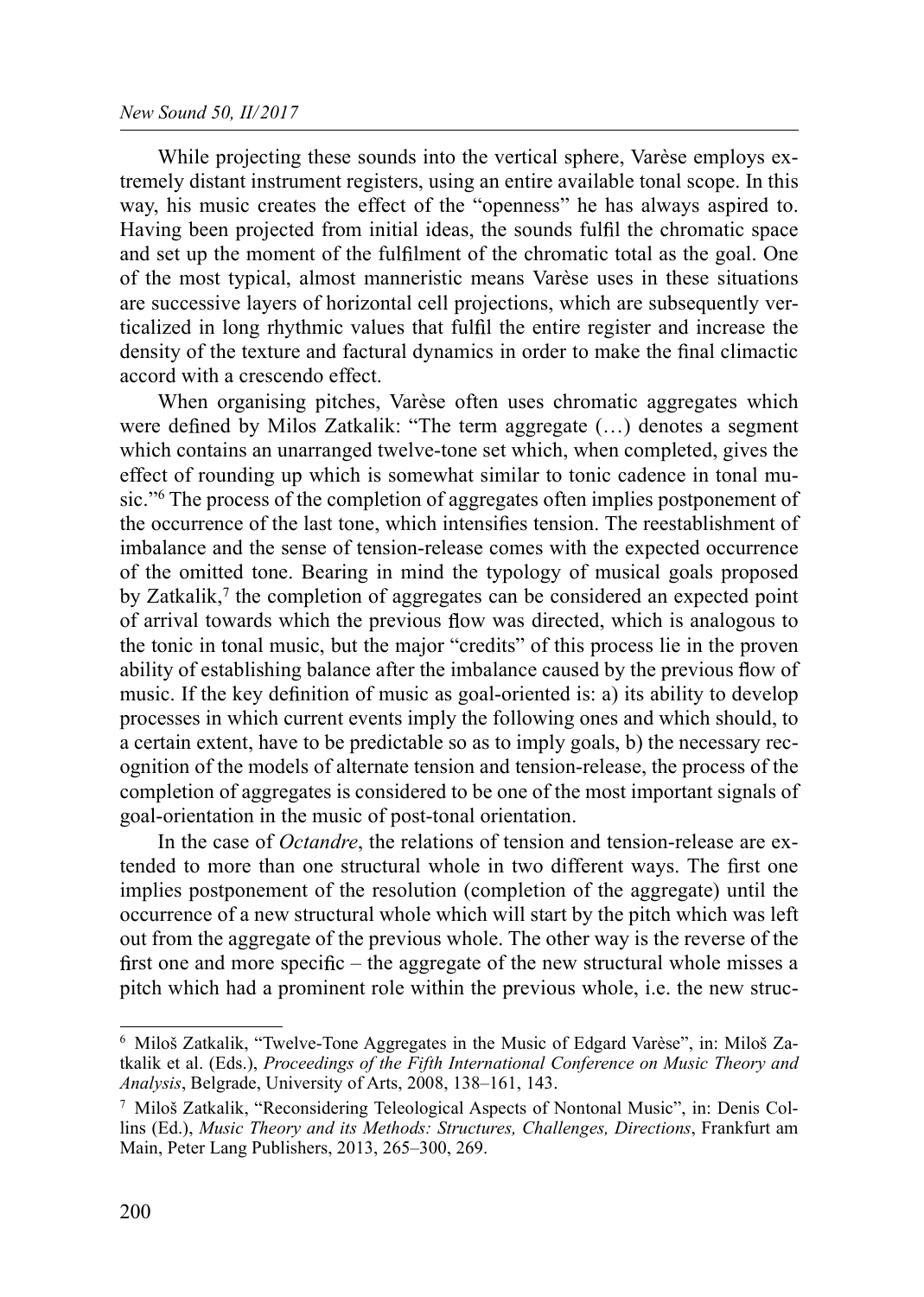While projecting these sounds into the vertical sphere, Varèse employs extremely distant instrument registers, using an entire available tonal scope. In this way, his music creates the effect of the "openness" he has always aspired to. Having been projected from initial ideas, the sounds fulfil the chromatic space and set up the moment of the fulfilment of the chromatic total as the goal. One of the most typical, almost manneristic means Varèse uses in these situations are successive layers of horizontal cell projections, which are subsequently verticalized in long rhythmic values that fulfil the entire register and increase the density of the texture and factural dynamics in order to make the final climactic accord with a crescendo effect.

When organising pitches, Varèse often uses chromatic aggregates which were defined by Milos Zatkalik: "The term aggregate (…) denotes a segment which contains an unarranged twelve-tone set which, when completed, gives the effect of rounding up which is somewhat similar to tonic cadence in tonal music."[6] The process of the completion of aggregates often implies postponement of the occurrence of the last tone, which intensifies tension. The reestablishment of imbalance and the sense of tension-release comes with the expected occurrence of the omitted tone. Bearing in mind the typology of musical goals proposed by Zatkalik,[7] the completion of aggregates can be considered an expected point of arrival towards which the previous flow was directed, which is analogous to the tonic in tonal music, but the major "credits" of this process lie in the proven ability of establishing balance after the imbalance caused by the previous flow of music. If the key definition of music as goal-oriented is: a) its ability to develop processes in which current events imply the following ones and which should, to a certain extent, have to be predictable so as to imply goals, b) the necessary recognition of the models of alternate tension and tension-release, the process of the completion of aggregates is considered to be one of the most important signals of goal-orientation in the music of post-tonal orientation.

In the case of *Octandre*, the relations of tension and tension-release are extended to more than one structural whole in two different ways. The first one implies postponement of the resolution (completion of the aggregate) until the occurrence of a new structural whole which will start by the pitch which was left out from the aggregate of the previous whole. The other way is the reverse of the first one and more specific – the aggregate of the new structural whole misses a pitch which had a prominent role within the previous whole, i.e. the new struc-

---

[6] Miloš Zatkalik, "Twelve-Tone Aggregates in the Music of Edgard Varèse", in: Miloš Zatkalik et al. (Eds.), *Proceedings of the Fifth International Conference on Music Theory and Analysis*, Belgrade, University of Arts, 2008, 138–161, 143.

[7] Miloš Zatkalik, "Reconsidering Teleological Aspects of Nontonal Music", in: Denis Collins (Ed.), *Music Theory and its Methods: Structures, Challenges, Directions*, Frankfurt am Main, Peter Lang Publishers, 2013, 265–300, 269.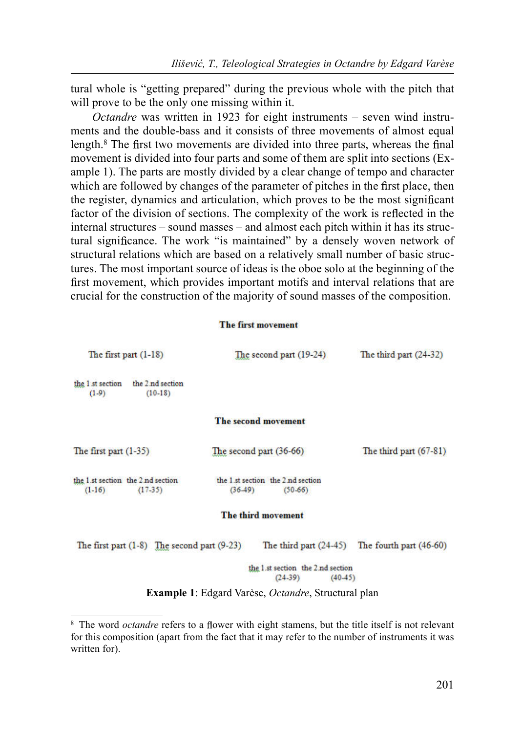tural whole is "getting prepared" during the previous whole with the pitch that will prove to be the only one missing within it.

*Octandre* was written in 1923 for eight instruments – seven wind instruments and the double-bass and it consists of three movements of almost equal length.[8] The first two movements are divided into three parts, whereas the final movement is divided into four parts and some of them are split into sections (Example 1). The parts are mostly divided by a clear change of tempo and character which are followed by changes of the parameter of pitches in the first place, then the register, dynamics and articulation, which proves to be the most significant factor of the division of sections. The complexity of the work is reflected in the internal structures – sound masses – and almost each pitch within it has its structural significance. The work "is maintained" by a densely woven network of structural relations which are based on a relatively small number of basic structures. The most important source of ideas is the oboe solo at the beginning of the first movement, which provides important motifs and interval relations that are crucial for the construction of the majority of sound masses of the composition.

**The first movement**

| The first part (1-18) | | The second part (19-24) | The third part (24-32) |
|---|---|---|---|
| the 1.st section (1-9) | the 2.nd section (10-18) | | |

**The second movement**

| The first part (1-35) | | The second part (36-66) | | The third part (67-81) |
|---|---|---|---|---|
| the 1.st section (1-16) | the 2.nd section (17-35) | the 1.st section (36-49) | the 2.nd section (50-66) | |

**The third movement**

| The first part (1-8) | The second part (9-23) | The third part (24-45) | | The fourth part (46-60) |
|---|---|---|---|---|
| | | the 1.st section (24-39) | the 2.nd section (40-45) | |

**Example 1**: Edgard Varèse, *Octandre*, Structural plan

---

[8] The word *octandre* refers to a flower with eight stamens, but the title itself is not relevant for this composition (apart from the fact that it may refer to the number of instruments it was written for).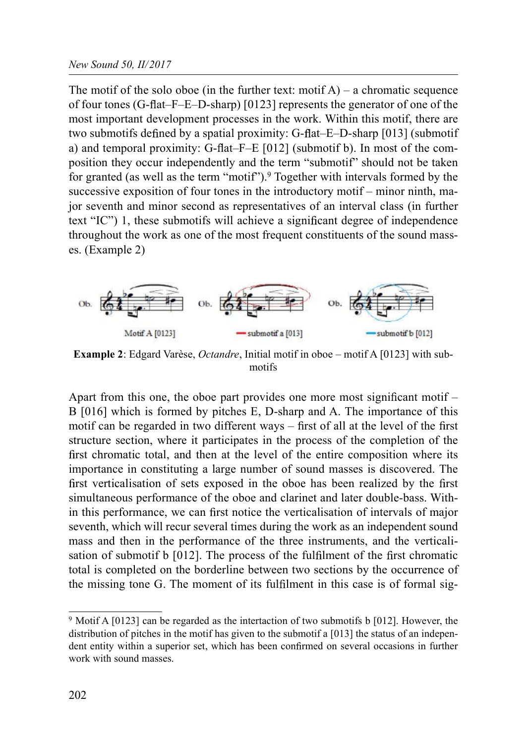The motif of the solo oboe (in the further text: motif A) – a chromatic sequence of four tones (G-flat–F–E–D-sharp) [0123] represents the generator of one of the most important development processes in the work. Within this motif, there are two submotifs defined by a spatial proximity: G-flat–E–D-sharp [013] (submotif a) and temporal proximity: G-flat–F–E [012] (submotif b). In most of the composition they occur independently and the term "submotif" should not be taken for granted (as well as the term "motif").[9] Together with intervals formed by the successive exposition of four tones in the introductory motif – minor ninth, major seventh and minor second as representatives of an interval class (in further text "IC") 1, these submotifs will achieve a significant degree of independence throughout the work as one of the most frequent constituents of the sound masses. (Example 2)

Motif A [0123] — submotif a [013] — submotif b [012]

**Example 2**: Edgard Varèse, *Octandre*, Initial motif in oboe – motif A [0123] with submotifs

Apart from this one, the oboe part provides one more most significant motif – B [016] which is formed by pitches E, D-sharp and A. The importance of this motif can be regarded in two different ways – first of all at the level of the first structure section, where it participates in the process of the completion of the first chromatic total, and then at the level of the entire composition where its importance in constituting a large number of sound masses is discovered. The first verticalisation of sets exposed in the oboe has been realized by the first simultaneous performance of the oboe and clarinet and later double-bass. Within this performance, we can first notice the verticalisation of intervals of major seventh, which will recur several times during the work as an independent sound mass and then in the performance of the three instruments, and the verticalisation of submotif b [012]. The process of the fulfilment of the first chromatic total is completed on the borderline between two sections by the occurrence of the missing tone G. The moment of its fulfilment in this case is of formal sig-

---

[9] Motif A [0123] can be regarded as the intertaction of two submotifs b [012]. However, the distribution of pitches in the motif has given to the submotif a [013] the status of an independent entity within a superior set, which has been confirmed on several occasions in further work with sound masses.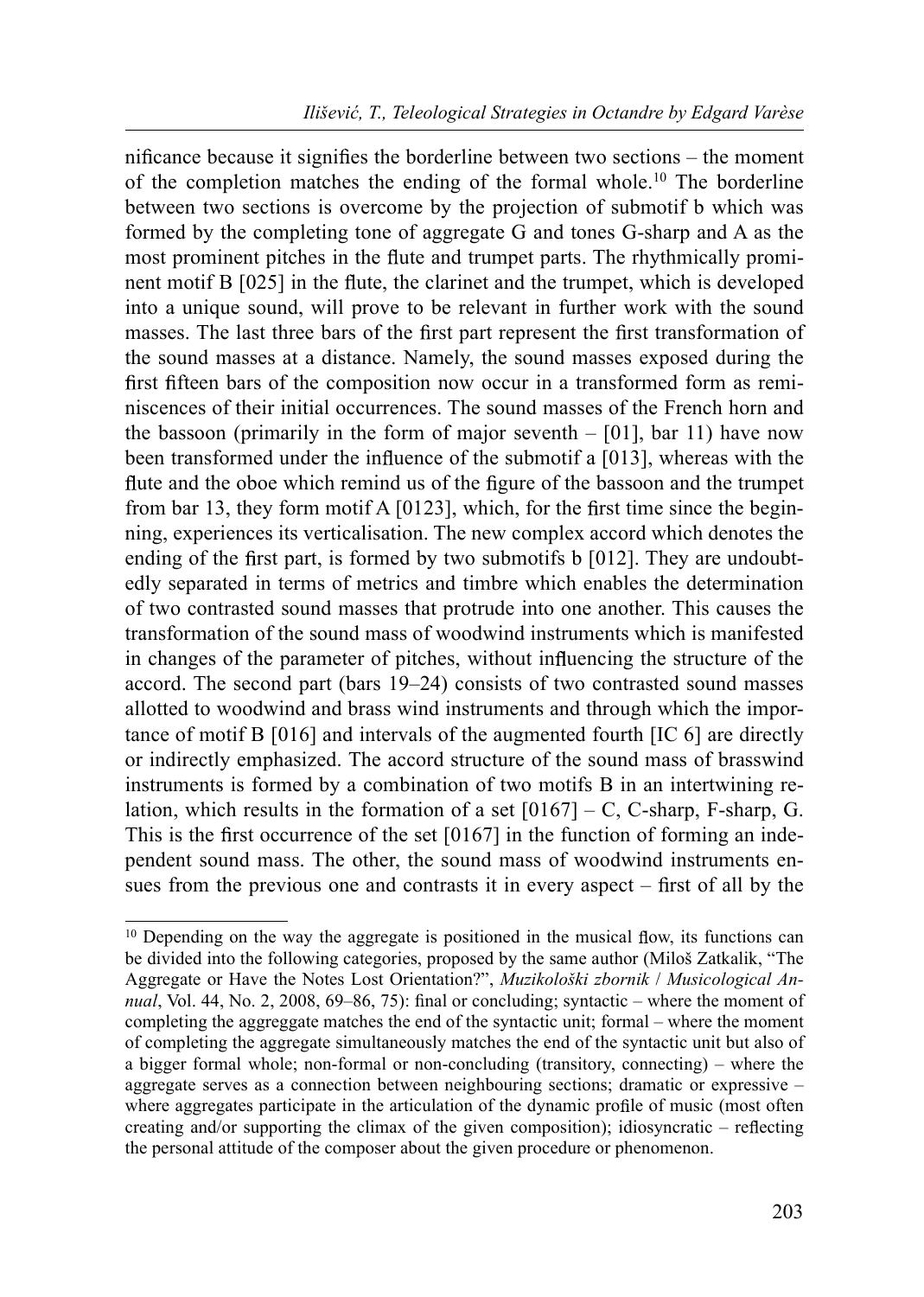nificance because it signifies the borderline between two sections – the moment of the completion matches the ending of the formal whole.[10] The borderline between two sections is overcome by the projection of submotif b which was formed by the completing tone of aggregate G and tones G-sharp and A as the most prominent pitches in the flute and trumpet parts. The rhythmically prominent motif B [025] in the flute, the clarinet and the trumpet, which is developed into a unique sound, will prove to be relevant in further work with the sound masses. The last three bars of the first part represent the first transformation of the sound masses at a distance. Namely, the sound masses exposed during the first fifteen bars of the composition now occur in a transformed form as reminiscences of their initial occurrences. The sound masses of the French horn and the bassoon (primarily in the form of major seventh – [01], bar 11) have now been transformed under the influence of the submotif a [013], whereas with the flute and the oboe which remind us of the figure of the bassoon and the trumpet from bar 13, they form motif A [0123], which, for the first time since the beginning, experiences its verticalisation. The new complex accord which denotes the ending of the first part, is formed by two submotifs b [012]. They are undoubtedly separated in terms of metrics and timbre which enables the determination of two contrasted sound masses that protrude into one another. This causes the transformation of the sound mass of woodwind instruments which is manifested in changes of the parameter of pitches, without influencing the structure of the accord. The second part (bars 19–24) consists of two contrasted sound masses allotted to woodwind and brass wind instruments and through which the importance of motif B [016] and intervals of the augmented fourth [IC 6] are directly or indirectly emphasized. The accord structure of the sound mass of brasswind instruments is formed by a combination of two motifs B in an intertwining relation, which results in the formation of a set [0167] – C, C-sharp, F-sharp, G. This is the first occurrence of the set [0167] in the function of forming an independent sound mass. The other, the sound mass of woodwind instruments ensues from the previous one and contrasts it in every aspect – first of all by the

---

[10] Depending on the way the aggregate is positioned in the musical flow, its functions can be divided into the following categories, proposed by the same author (Miloš Zatkalik, "The Aggregate or Have the Notes Lost Orientation?", *Muzikološki zbornik* / *Musicological Annual*, Vol. 44, No. 2, 2008, 69–86, 75): final or concluding; syntactic – where the moment of completing the aggreggate matches the end of the syntactic unit; formal – where the moment of completing the aggregate simultaneously matches the end of the syntactic unit but also of a bigger formal whole; non-formal or non-concluding (transitory, connecting) – where the aggregate serves as a connection between neighbouring sections; dramatic or expressive – where aggregates participate in the articulation of the dynamic profile of music (most often creating and/or supporting the climax of the given composition); idiosyncratic – reflecting the personal attitude of the composer about the given procedure or phenomenon.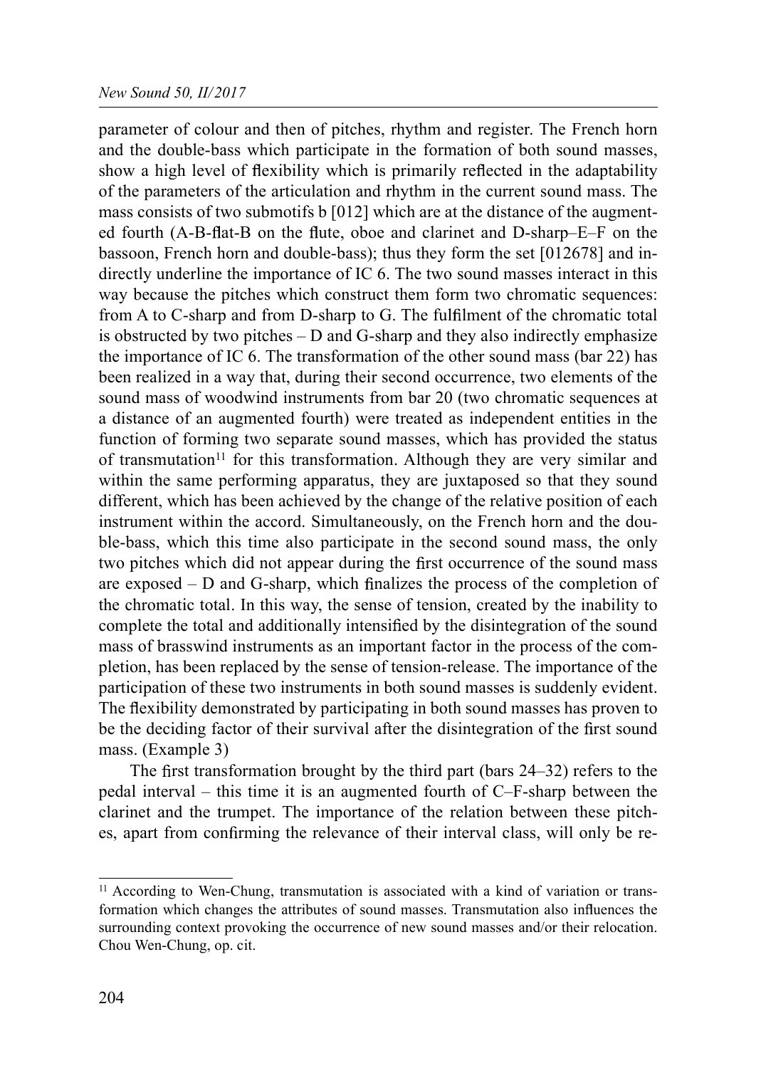parameter of colour and then of pitches, rhythm and register. The French horn and the double-bass which participate in the formation of both sound masses, show a high level of flexibility which is primarily reflected in the adaptability of the parameters of the articulation and rhythm in the current sound mass. The mass consists of two submotifs b [012] which are at the distance of the augmented fourth (A-B-flat-B on the flute, oboe and clarinet and D-sharp–E–F on the bassoon, French horn and double-bass); thus they form the set [012678] and indirectly underline the importance of IC 6. The two sound masses interact in this way because the pitches which construct them form two chromatic sequences: from A to C-sharp and from D-sharp to G. The fulfilment of the chromatic total is obstructed by two pitches – D and G-sharp and they also indirectly emphasize the importance of IC 6. The transformation of the other sound mass (bar 22) has been realized in a way that, during their second occurrence, two elements of the sound mass of woodwind instruments from bar 20 (two chromatic sequences at a distance of an augmented fourth) were treated as independent entities in the function of forming two separate sound masses, which has provided the status of transmutation[11] for this transformation. Although they are very similar and within the same performing apparatus, they are juxtaposed so that they sound different, which has been achieved by the change of the relative position of each instrument within the accord. Simultaneously, on the French horn and the double-bass, which this time also participate in the second sound mass, the only two pitches which did not appear during the first occurrence of the sound mass are exposed – D and G-sharp, which finalizes the process of the completion of the chromatic total. In this way, the sense of tension, created by the inability to complete the total and additionally intensified by the disintegration of the sound mass of brasswind instruments as an important factor in the process of the completion, has been replaced by the sense of tension-release. The importance of the participation of these two instruments in both sound masses is suddenly evident. The flexibility demonstrated by participating in both sound masses has proven to be the deciding factor of their survival after the disintegration of the first sound mass. (Example 3)

The first transformation brought by the third part (bars 24–32) refers to the pedal interval – this time it is an augmented fourth of C–F-sharp between the clarinet and the trumpet. The importance of the relation between these pitches, apart from confirming the relevance of their interval class, will only be re-

---

[11] According to Wen-Chung, transmutation is associated with a kind of variation or transformation which changes the attributes of sound masses. Transmutation also influences the surrounding context provoking the occurrence of new sound masses and/or their relocation. Chou Wen-Chung, op. cit.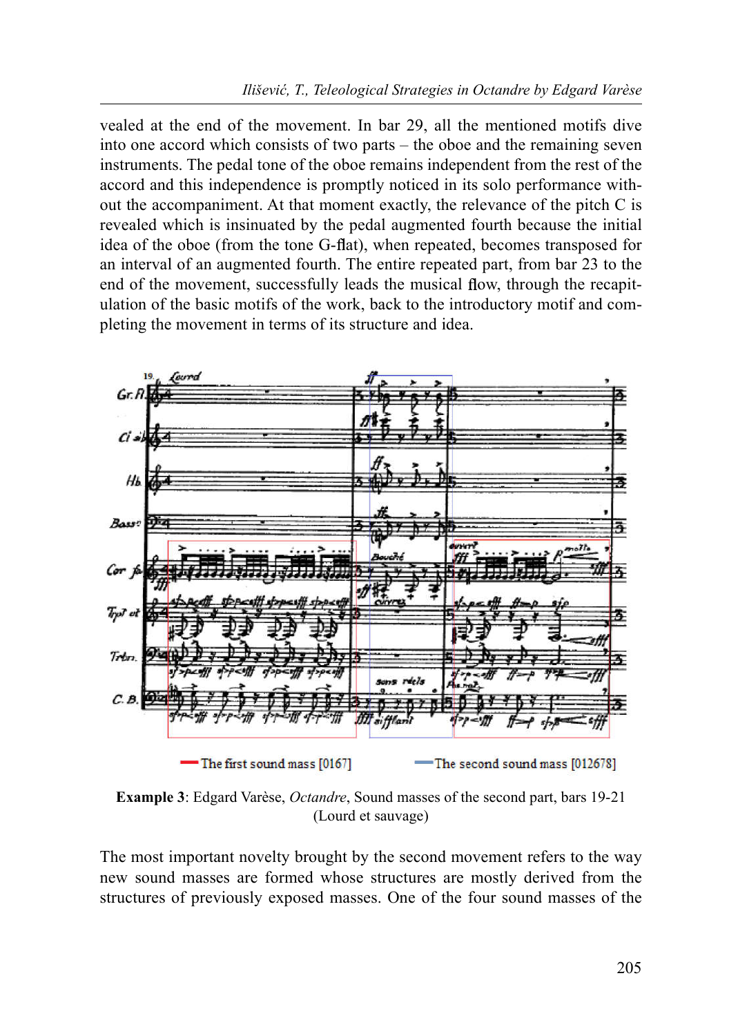vealed at the end of the movement. In bar 29, all the mentioned motifs dive into one accord which consists of two parts – the oboe and the remaining seven instruments. The pedal tone of the oboe remains independent from the rest of the accord and this independence is promptly noticed in its solo performance without the accompaniment. At that moment exactly, the relevance of the pitch C is revealed which is insinuated by the pedal augmented fourth because the initial idea of the oboe (from the tone G-flat), when repeated, becomes transposed for an interval of an augmented fourth. The entire repeated part, from bar 23 to the end of the movement, successfully leads the musical flow, through the recapitulation of the basic motifs of the work, back to the introductory motif and completing the movement in terms of its structure and idea.

The first sound mass [0167] The second sound mass [012678]

**Example 3**: Edgard Varèse, *Octandre*, Sound masses of the second part, bars 19-21 (Lourd et sauvage)

The most important novelty brought by the second movement refers to the way new sound masses are formed whose structures are mostly derived from the structures of previously exposed masses. One of the four sound masses of the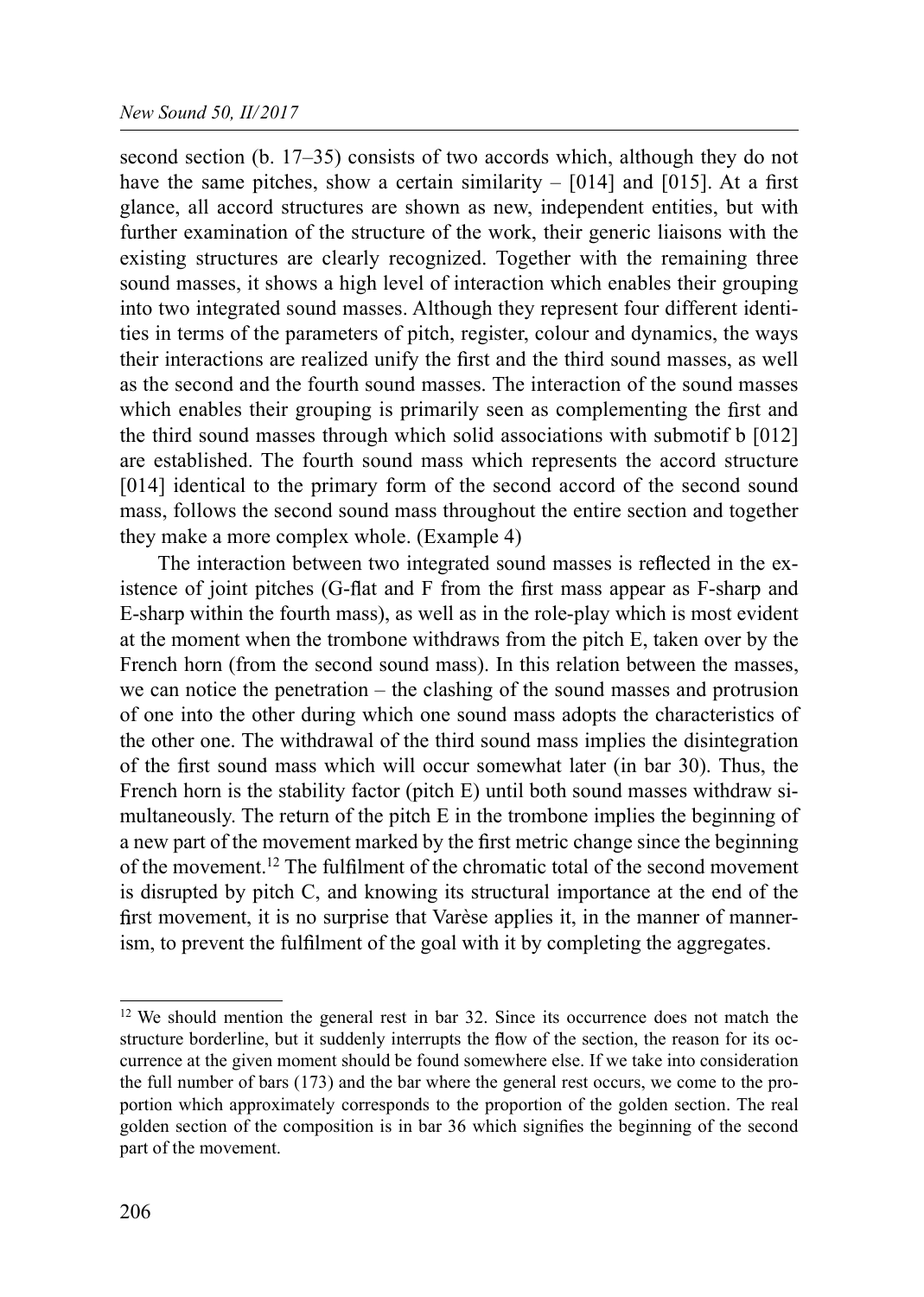second section (b. 17–35) consists of two accords which, although they do not have the same pitches, show a certain similarity – [014] and [015]. At a first glance, all accord structures are shown as new, independent entities, but with further examination of the structure of the work, their generic liaisons with the existing structures are clearly recognized. Together with the remaining three sound masses, it shows a high level of interaction which enables their grouping into two integrated sound masses. Although they represent four different identities in terms of the parameters of pitch, register, colour and dynamics, the ways their interactions are realized unify the first and the third sound masses, as well as the second and the fourth sound masses. The interaction of the sound masses which enables their grouping is primarily seen as complementing the first and the third sound masses through which solid associations with submotif b [012] are established. The fourth sound mass which represents the accord structure [014] identical to the primary form of the second accord of the second sound mass, follows the second sound mass throughout the entire section and together they make a more complex whole. (Example 4)

The interaction between two integrated sound masses is reflected in the existence of joint pitches (G-flat and F from the first mass appear as F-sharp and E-sharp within the fourth mass), as well as in the role-play which is most evident at the moment when the trombone withdraws from the pitch E, taken over by the French horn (from the second sound mass). In this relation between the masses, we can notice the penetration – the clashing of the sound masses and protrusion of one into the other during which one sound mass adopts the characteristics of the other one. The withdrawal of the third sound mass implies the disintegration of the first sound mass which will occur somewhat later (in bar 30). Thus, the French horn is the stability factor (pitch E) until both sound masses withdraw simultaneously. The return of the pitch E in the trombone implies the beginning of a new part of the movement marked by the first metric change since the beginning of the movement.[12] The fulfilment of the chromatic total of the second movement is disrupted by pitch C, and knowing its structural importance at the end of the first movement, it is no surprise that Varèse applies it, in the manner of mannerism, to prevent the fulfilment of the goal with it by completing the aggregates.

[12] We should mention the general rest in bar 32. Since its occurrence does not match the structure borderline, but it suddenly interrupts the flow of the section, the reason for its occurrence at the given moment should be found somewhere else. If we take into consideration the full number of bars (173) and the bar where the general rest occurs, we come to the proportion which approximately corresponds to the proportion of the golden section. The real golden section of the composition is in bar 36 which signifies the beginning of the second part of the movement.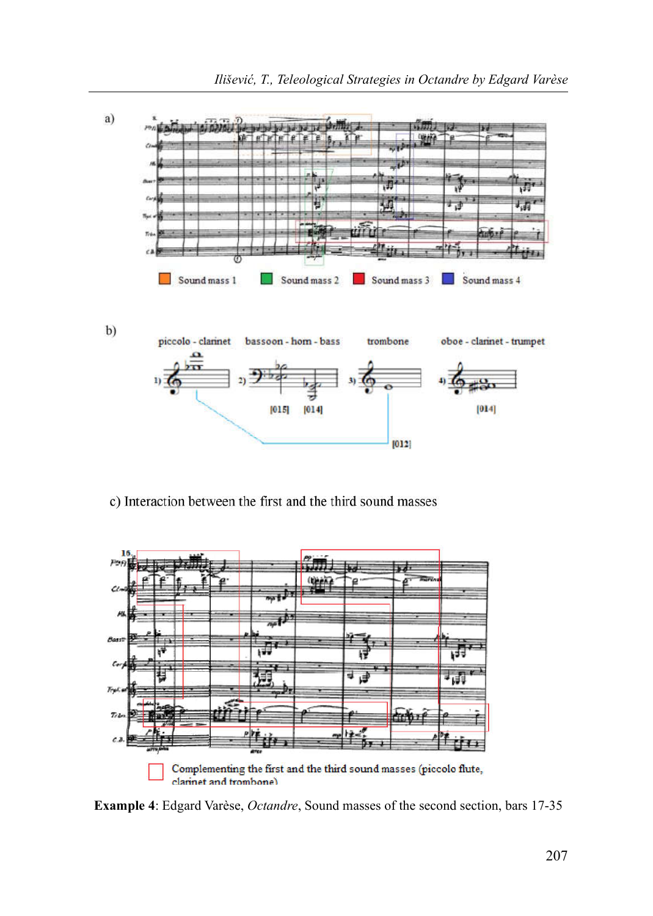a)

Sound mass 1 Sound mass 2 Sound mass 3 Sound mass 4

b)

piccolo - clarinet bassoon - horn - bass trombone oboe - clarinet - trumpet

[015] [014] [014]

[012]

c) Interaction between the first and the third sound masses

Complementing the first and the third sound masses (piccolo flute, clarinet and trombone)

**Example 4**: Edgard Varèse, *Octandre*, Sound masses of the second section, bars 17-35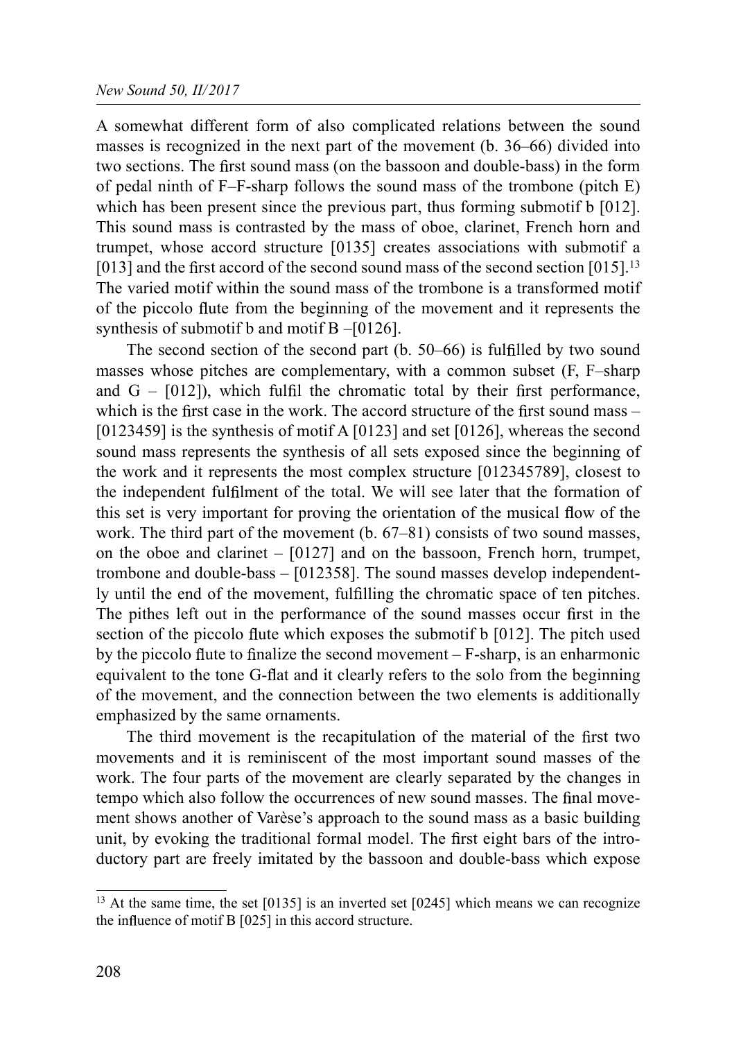A somewhat different form of also complicated relations between the sound masses is recognized in the next part of the movement (b. 36–66) divided into two sections. The first sound mass (on the bassoon and double-bass) in the form of pedal ninth of F–F-sharp follows the sound mass of the trombone (pitch E) which has been present since the previous part, thus forming submotif b [012]. This sound mass is contrasted by the mass of oboe, clarinet, French horn and trumpet, whose accord structure [0135] creates associations with submotif a [013] and the first accord of the second sound mass of the second section [015].[13] The varied motif within the sound mass of the trombone is a transformed motif of the piccolo flute from the beginning of the movement and it represents the synthesis of submotif b and motif B –[0126].

The second section of the second part (b. 50–66) is fulfilled by two sound masses whose pitches are complementary, with a common subset (F, F–sharp and G – [012]), which fulfil the chromatic total by their first performance, which is the first case in the work. The accord structure of the first sound mass – [0123459] is the synthesis of motif A [0123] and set [0126], whereas the second sound mass represents the synthesis of all sets exposed since the beginning of the work and it represents the most complex structure [012345789], closest to the independent fulfilment of the total. We will see later that the formation of this set is very important for proving the orientation of the musical flow of the work. The third part of the movement (b. 67–81) consists of two sound masses, on the oboe and clarinet – [0127] and on the bassoon, French horn, trumpet, trombone and double-bass – [012358]. The sound masses develop independently until the end of the movement, fulfilling the chromatic space of ten pitches. The pithes left out in the performance of the sound masses occur first in the section of the piccolo flute which exposes the submotif b [012]. The pitch used by the piccolo flute to finalize the second movement – F-sharp, is an enharmonic equivalent to the tone G-flat and it clearly refers to the solo from the beginning of the movement, and the connection between the two elements is additionally emphasized by the same ornaments.

The third movement is the recapitulation of the material of the first two movements and it is reminiscent of the most important sound masses of the work. The four parts of the movement are clearly separated by the changes in tempo which also follow the occurrences of new sound masses. The final movement shows another of Varèse's approach to the sound mass as a basic building unit, by evoking the traditional formal model. The first eight bars of the introductory part are freely imitated by the bassoon and double-bass which expose

---

[13] At the same time, the set [0135] is an inverted set [0245] which means we can recognize the influence of motif B [025] in this accord structure.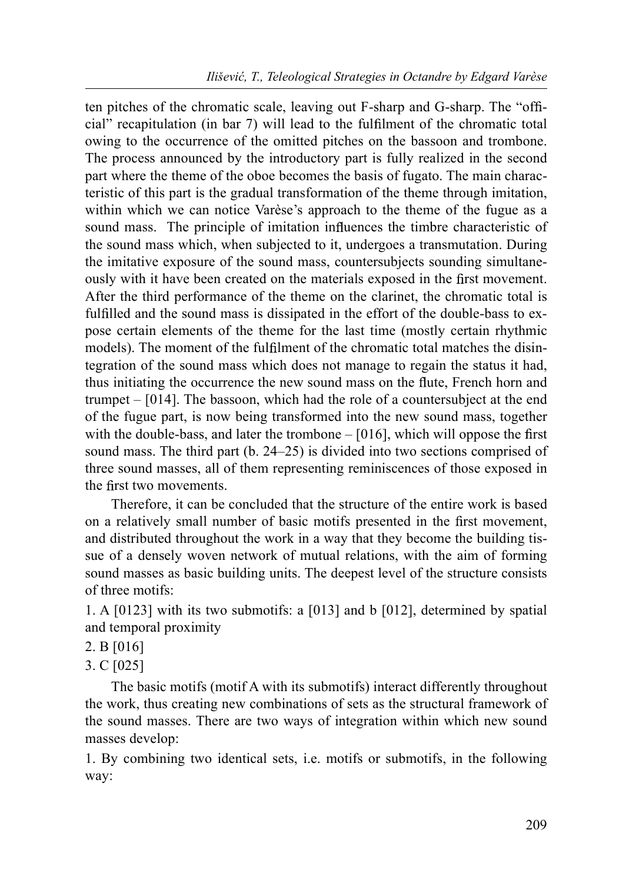ten pitches of the chromatic scale, leaving out F-sharp and G-sharp. The "official" recapitulation (in bar 7) will lead to the fulfilment of the chromatic total owing to the occurrence of the omitted pitches on the bassoon and trombone. The process announced by the introductory part is fully realized in the second part where the theme of the oboe becomes the basis of fugato. The main characteristic of this part is the gradual transformation of the theme through imitation, within which we can notice Varèse's approach to the theme of the fugue as a sound mass. The principle of imitation influences the timbre characteristic of the sound mass which, when subjected to it, undergoes a transmutation. During the imitative exposure of the sound mass, countersubjects sounding simultaneously with it have been created on the materials exposed in the first movement. After the third performance of the theme on the clarinet, the chromatic total is fulfilled and the sound mass is dissipated in the effort of the double-bass to expose certain elements of the theme for the last time (mostly certain rhythmic models). The moment of the fulfilment of the chromatic total matches the disintegration of the sound mass which does not manage to regain the status it had, thus initiating the occurrence the new sound mass on the flute, French horn and trumpet – [014]. The bassoon, which had the role of a countersubject at the end of the fugue part, is now being transformed into the new sound mass, together with the double-bass, and later the trombone – [016], which will oppose the first sound mass. The third part (b. 24–25) is divided into two sections comprised of three sound masses, all of them representing reminiscences of those exposed in the first two movements.

Therefore, it can be concluded that the structure of the entire work is based on a relatively small number of basic motifs presented in the first movement, and distributed throughout the work in a way that they become the building tissue of a densely woven network of mutual relations, with the aim of forming sound masses as basic building units. The deepest level of the structure consists of three motifs:

1. A [0123] with its two submotifs: a [013] and b [012], determined by spatial and temporal proximity
2. B [016]
3. C [025]

The basic motifs (motif A with its submotifs) interact differently throughout the work, thus creating new combinations of sets as the structural framework of the sound masses. There are two ways of integration within which new sound masses develop:

1. By combining two identical sets, i.e. motifs or submotifs, in the following way: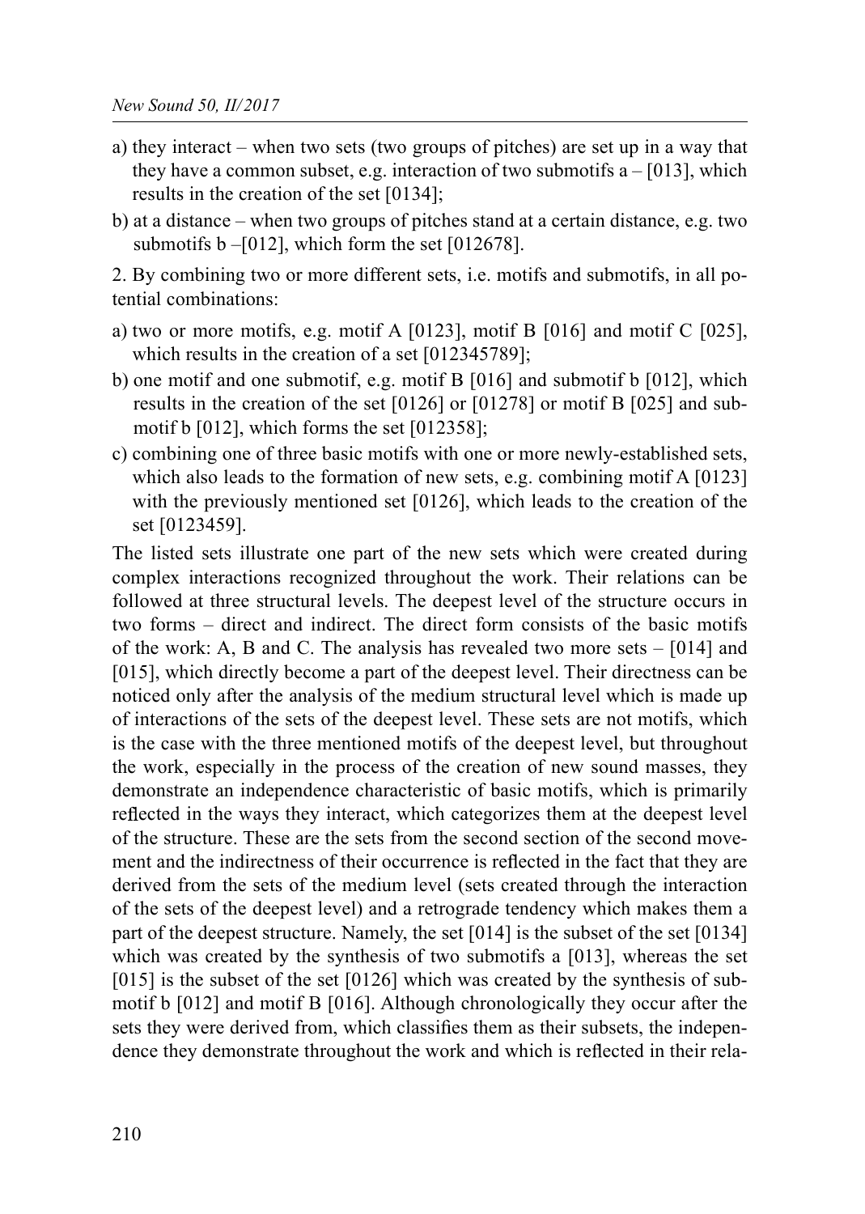a) they interact – when two sets (two groups of pitches) are set up in a way that they have a common subset, e.g. interaction of two submotifs a – [013], which results in the creation of the set [0134];
b) at a distance – when two groups of pitches stand at a certain distance, e.g. two submotifs b –[012], which form the set [012678].

2. By combining two or more different sets, i.e. motifs and submotifs, in all potential combinations:

a) two or more motifs, e.g. motif A [0123], motif B [016] and motif C [025], which results in the creation of a set [012345789];
b) one motif and one submotif, e.g. motif B [016] and submotif b [012], which results in the creation of the set [0126] or [01278] or motif B [025] and submotif b [012], which forms the set [012358];
c) combining one of three basic motifs with one or more newly-established sets, which also leads to the formation of new sets, e.g. combining motif A [0123] with the previously mentioned set [0126], which leads to the creation of the set [0123459].

The listed sets illustrate one part of the new sets which were created during complex interactions recognized throughout the work. Their relations can be followed at three structural levels. The deepest level of the structure occurs in two forms – direct and indirect. The direct form consists of the basic motifs of the work: A, B and C. The analysis has revealed two more sets – [014] and [015], which directly become a part of the deepest level. Their directness can be noticed only after the analysis of the medium structural level which is made up of interactions of the sets of the deepest level. These sets are not motifs, which is the case with the three mentioned motifs of the deepest level, but throughout the work, especially in the process of the creation of new sound masses, they demonstrate an independence characteristic of basic motifs, which is primarily reflected in the ways they interact, which categorizes them at the deepest level of the structure. These are the sets from the second section of the second movement and the indirectness of their occurrence is reflected in the fact that they are derived from the sets of the medium level (sets created through the interaction of the sets of the deepest level) and a retrograde tendency which makes them a part of the deepest structure. Namely, the set [014] is the subset of the set [0134] which was created by the synthesis of two submotifs a [013], whereas the set [015] is the subset of the set [0126] which was created by the synthesis of submotif b [012] and motif B [016]. Although chronologically they occur after the sets they were derived from, which classifies them as their subsets, the independence they demonstrate throughout the work and which is reflected in their rela-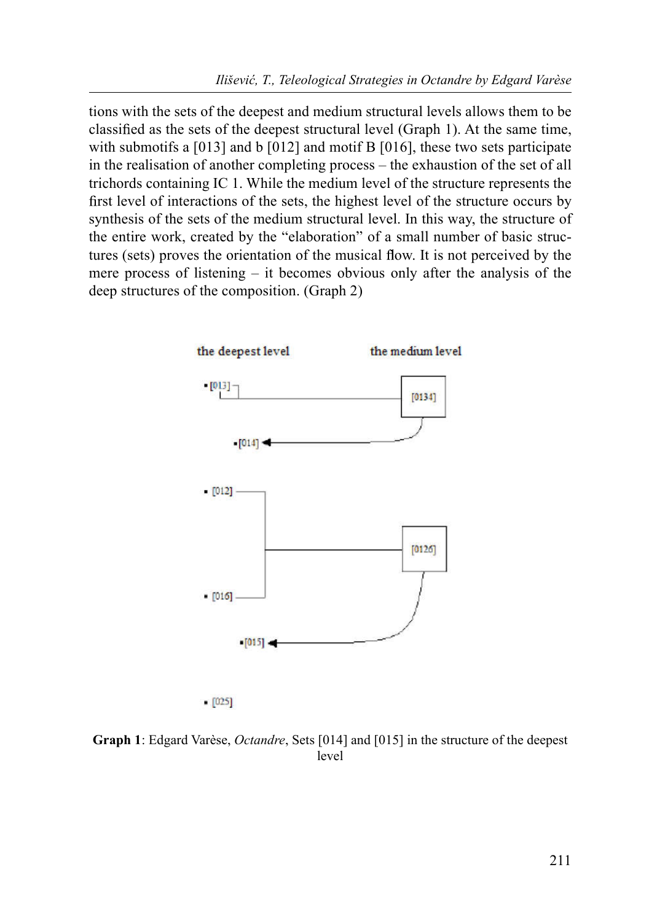tions with the sets of the deepest and medium structural levels allows them to be classified as the sets of the deepest structural level (Graph 1). At the same time, with submotifs a [013] and b [012] and motif B [016], these two sets participate in the realisation of another completing process – the exhaustion of the set of all trichords containing IC 1. While the medium level of the structure represents the first level of interactions of the sets, the highest level of the structure occurs by synthesis of the sets of the medium structural level. In this way, the structure of the entire work, created by the "elaboration" of a small number of basic structures (sets) proves the orientation of the musical flow. It is not perceived by the mere process of listening – it becomes obvious only after the analysis of the deep structures of the composition. (Graph 2)

the deepest level

the medium level

- [013]
- [014]
- [012]
- [016]
- [015]
- [025]

[0134]

[0126]

**Graph 1**: Edgard Varèse, *Octandre*, Sets [014] and [015] in the structure of the deepest level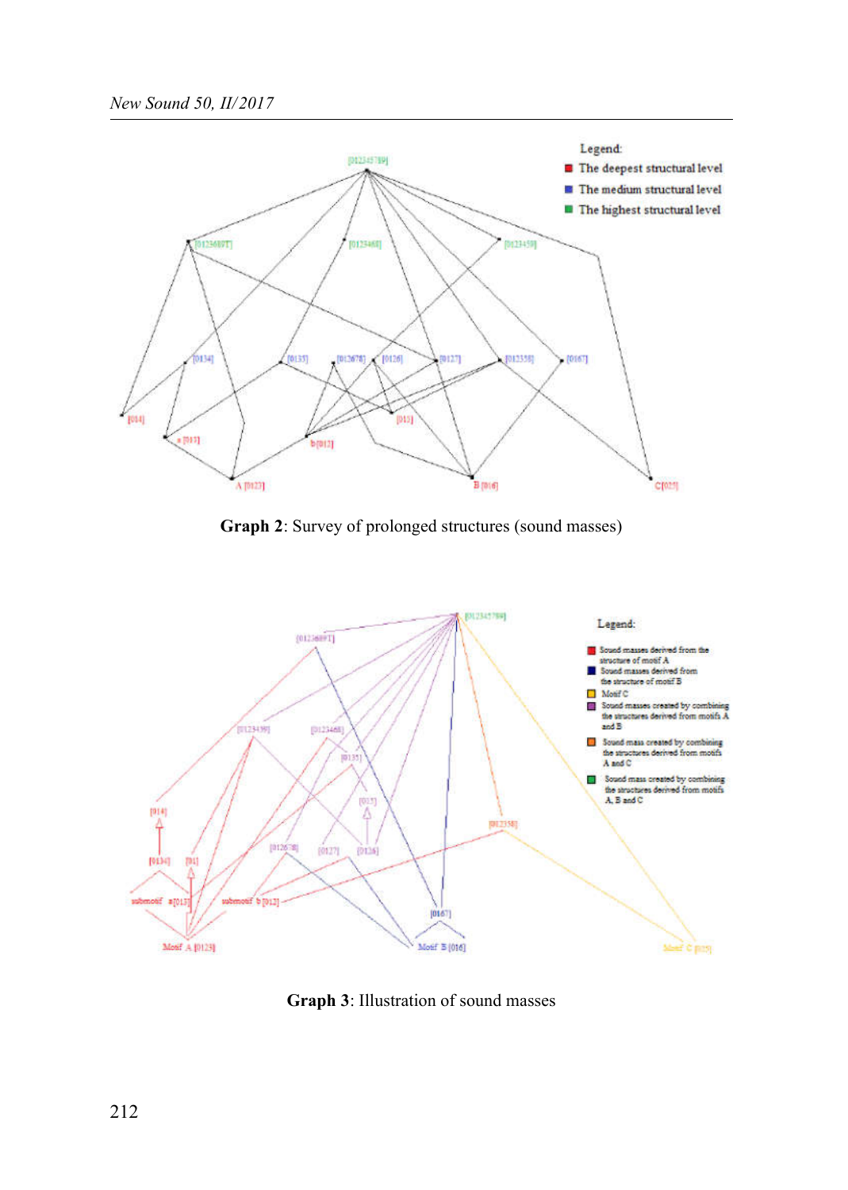**Graph 2**: Survey of prolonged structures (sound masses)

**Graph 3**: Illustration of sound masses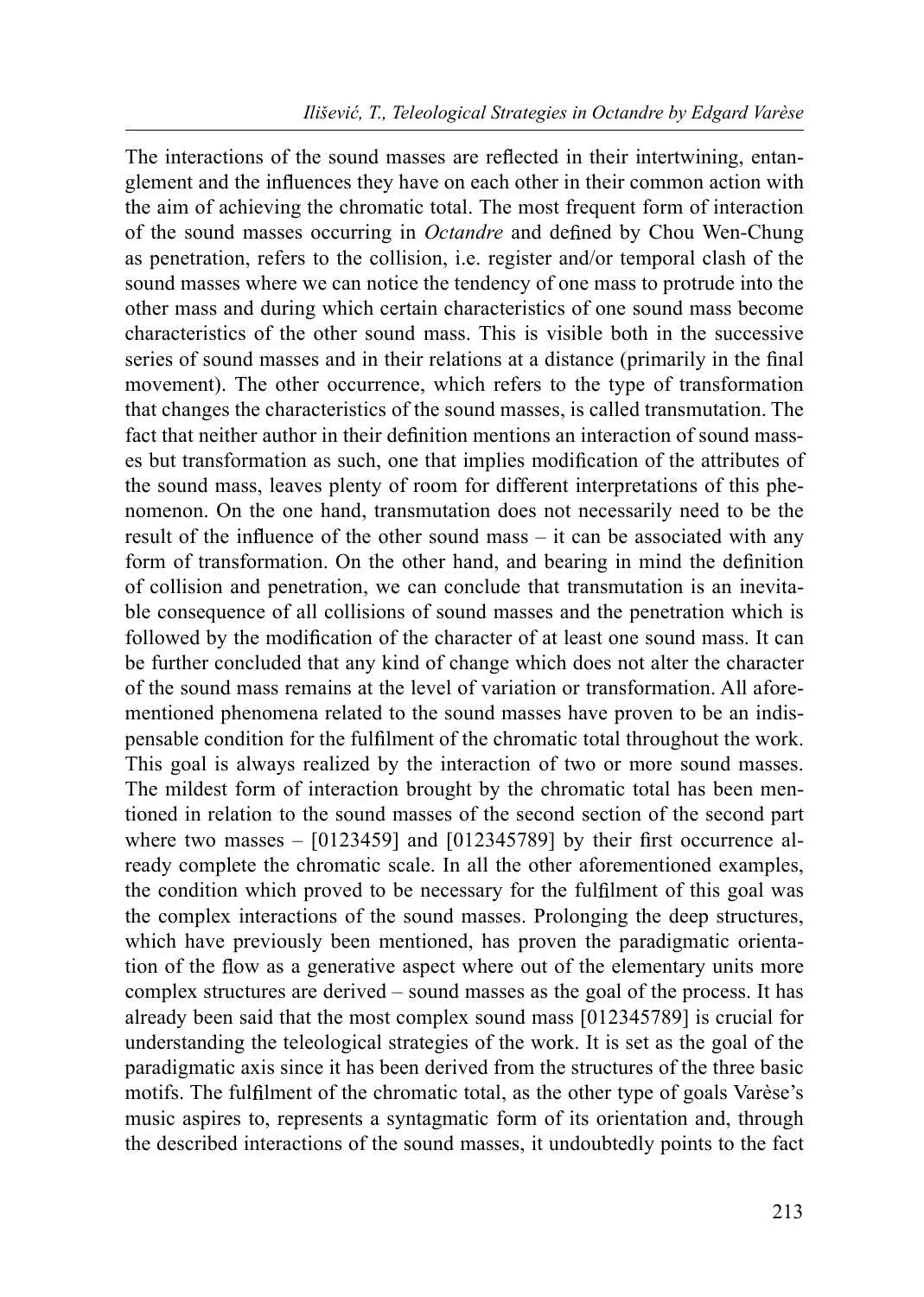The interactions of the sound masses are reflected in their intertwining, entanglement and the influences they have on each other in their common action with the aim of achieving the chromatic total. The most frequent form of interaction of the sound masses occurring in *Octandre* and defined by Chou Wen-Chung as penetration, refers to the collision, i.e. register and/or temporal clash of the sound masses where we can notice the tendency of one mass to protrude into the other mass and during which certain characteristics of one sound mass become characteristics of the other sound mass. This is visible both in the successive series of sound masses and in their relations at a distance (primarily in the final movement). The other occurrence, which refers to the type of transformation that changes the characteristics of the sound masses, is called transmutation. The fact that neither author in their definition mentions an interaction of sound masses but transformation as such, one that implies modification of the attributes of the sound mass, leaves plenty of room for different interpretations of this phenomenon. On the one hand, transmutation does not necessarily need to be the result of the influence of the other sound mass – it can be associated with any form of transformation. On the other hand, and bearing in mind the definition of collision and penetration, we can conclude that transmutation is an inevitable consequence of all collisions of sound masses and the penetration which is followed by the modification of the character of at least one sound mass. It can be further concluded that any kind of change which does not alter the character of the sound mass remains at the level of variation or transformation. All aforementioned phenomena related to the sound masses have proven to be an indispensable condition for the fulfilment of the chromatic total throughout the work. This goal is always realized by the interaction of two or more sound masses. The mildest form of interaction brought by the chromatic total has been mentioned in relation to the sound masses of the second section of the second part where two masses – [0123459] and [012345789] by their first occurrence already complete the chromatic scale. In all the other aforementioned examples, the condition which proved to be necessary for the fulfilment of this goal was the complex interactions of the sound masses. Prolonging the deep structures, which have previously been mentioned, has proven the paradigmatic orientation of the flow as a generative aspect where out of the elementary units more complex structures are derived – sound masses as the goal of the process. It has already been said that the most complex sound mass [012345789] is crucial for understanding the teleological strategies of the work. It is set as the goal of the paradigmatic axis since it has been derived from the structures of the three basic motifs. The fulfilment of the chromatic total, as the other type of goals Varèse's music aspires to, represents a syntagmatic form of its orientation and, through the described interactions of the sound masses, it undoubtedly points to the fact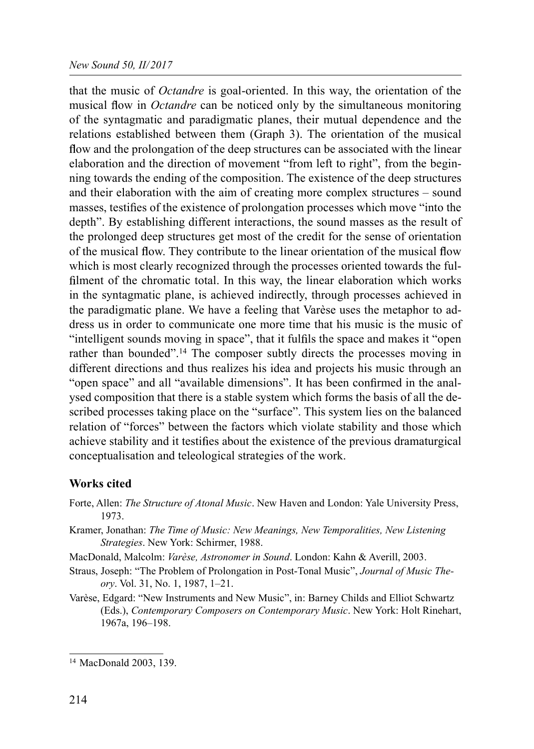that the music of *Octandre* is goal-oriented. In this way, the orientation of the musical flow in *Octandre* can be noticed only by the simultaneous monitoring of the syntagmatic and paradigmatic planes, their mutual dependence and the relations established between them (Graph 3). The orientation of the musical flow and the prolongation of the deep structures can be associated with the linear elaboration and the direction of movement "from left to right", from the beginning towards the ending of the composition. The existence of the deep structures and their elaboration with the aim of creating more complex structures – sound masses, testifies of the existence of prolongation processes which move "into the depth". By establishing different interactions, the sound masses as the result of the prolonged deep structures get most of the credit for the sense of orientation of the musical flow. They contribute to the linear orientation of the musical flow which is most clearly recognized through the processes oriented towards the fulfilment of the chromatic total. In this way, the linear elaboration which works in the syntagmatic plane, is achieved indirectly, through processes achieved in the paradigmatic plane. We have a feeling that Varèse uses the metaphor to address us in order to communicate one more time that his music is the music of "intelligent sounds moving in space", that it fulfils the space and makes it "open rather than bounded".[14] The composer subtly directs the processes moving in different directions and thus realizes his idea and projects his music through an "open space" and all "available dimensions". It has been confirmed in the analysed composition that there is a stable system which forms the basis of all the described processes taking place on the "surface". This system lies on the balanced relation of "forces" between the factors which violate stability and those which achieve stability and it testifies about the existence of the previous dramaturgical conceptualisation and teleological strategies of the work.

## Works cited

Forte, Allen: *The Structure of Atonal Music*. New Haven and London: Yale University Press, 1973.

Kramer, Jonathan: *The Time of Music: New Meanings, New Temporalities, New Listening Strategies*. New York: Schirmer, 1988.

MacDonald, Malcolm: *Varèse, Astronomer in Sound*. London: Kahn & Averill, 2003.

Straus, Joseph: "The Problem of Prolongation in Post-Tonal Music", *Journal of Music Theory*. Vol. 31, No. 1, 1987, 1–21.

Varèse, Edgard: "New Instruments and New Music", in: Barney Childs and Elliot Schwartz (Eds.), *Contemporary Composers on Contemporary Music*. New York: Holt Rinehart, 1967a, 196–198.

---

[14] MacDonald 2003, 139.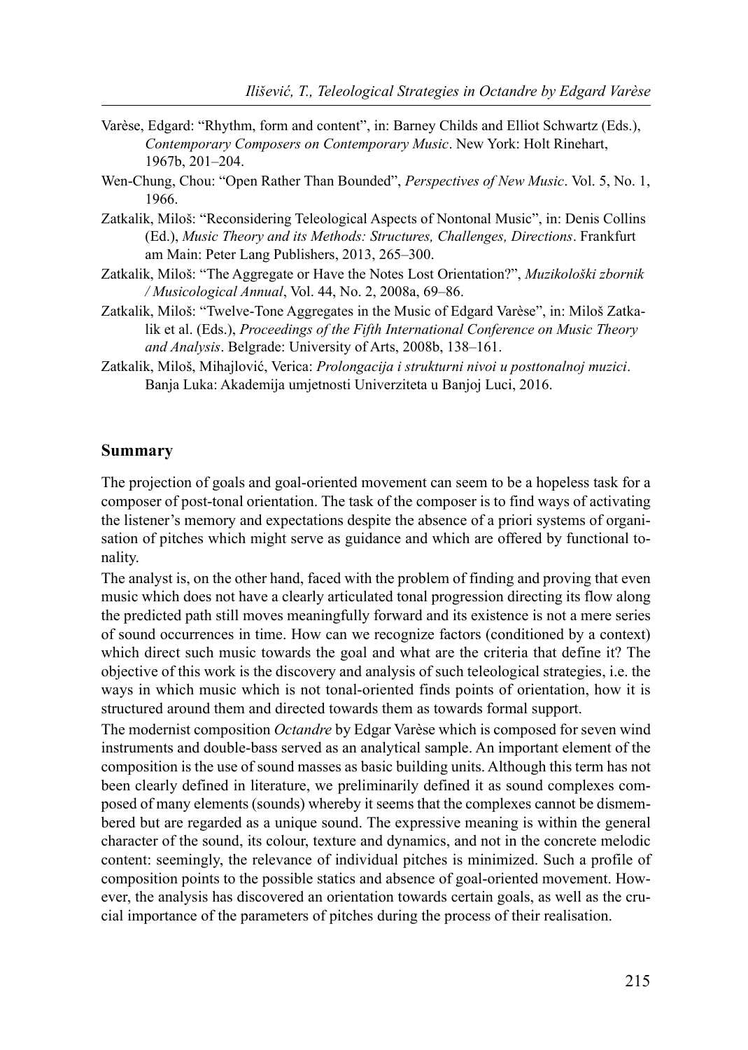Varèse, Edgard: "Rhythm, form and content", in: Barney Childs and Elliot Schwartz (Eds.), *Contemporary Composers on Contemporary Music*. New York: Holt Rinehart, 1967b, 201–204.

Wen-Chung, Chou: "Open Rather Than Bounded", *Perspectives of New Music*. Vol. 5, No. 1, 1966.

Zatkalik, Miloš: "Reconsidering Teleological Aspects of Nontonal Music", in: Denis Collins (Ed.), *Music Theory and its Methods: Structures, Challenges, Directions*. Frankfurt am Main: Peter Lang Publishers, 2013, 265–300.

Zatkalik, Miloš: "The Aggregate or Have the Notes Lost Orientation?", *Muzikološki zbornik / Musicological Annual*, Vol. 44, No. 2, 2008a, 69–86.

Zatkalik, Miloš: "Twelve-Tone Aggregates in the Music of Edgard Varèse", in: Miloš Zatkalik et al. (Eds.), *Proceedings of the Fifth International Conference on Music Theory and Analysis*. Belgrade: University of Arts, 2008b, 138–161.

Zatkalik, Miloš, Mihajlović, Verica: *Prolongacija i strukturni nivoi u posttonalnoj muzici*. Banja Luka: Akademija umjetnosti Univerziteta u Banjoj Luci, 2016.

## Summary

The projection of goals and goal-oriented movement can seem to be a hopeless task for a composer of post-tonal orientation. The task of the composer is to find ways of activating the listener's memory and expectations despite the absence of a priori systems of organisation of pitches which might serve as guidance and which are offered by functional tonality.

The analyst is, on the other hand, faced with the problem of finding and proving that even music which does not have a clearly articulated tonal progression directing its flow along the predicted path still moves meaningfully forward and its existence is not a mere series of sound occurrences in time. How can we recognize factors (conditioned by a context) which direct such music towards the goal and what are the criteria that define it? The objective of this work is the discovery and analysis of such teleological strategies, i.e. the ways in which music which is not tonal-oriented finds points of orientation, how it is structured around them and directed towards them as towards formal support.

The modernist composition *Octandre* by Edgar Varèse which is composed for seven wind instruments and double-bass served as an analytical sample. An important element of the composition is the use of sound masses as basic building units. Although this term has not been clearly defined in literature, we preliminarily defined it as sound complexes composed of many elements (sounds) whereby it seems that the complexes cannot be dismembered but are regarded as a unique sound. The expressive meaning is within the general character of the sound, its colour, texture and dynamics, and not in the concrete melodic content: seemingly, the relevance of individual pitches is minimized. Such a profile of composition points to the possible statics and absence of goal-oriented movement. However, the analysis has discovered an orientation towards certain goals, as well as the crucial importance of the parameters of pitches during the process of their realisation.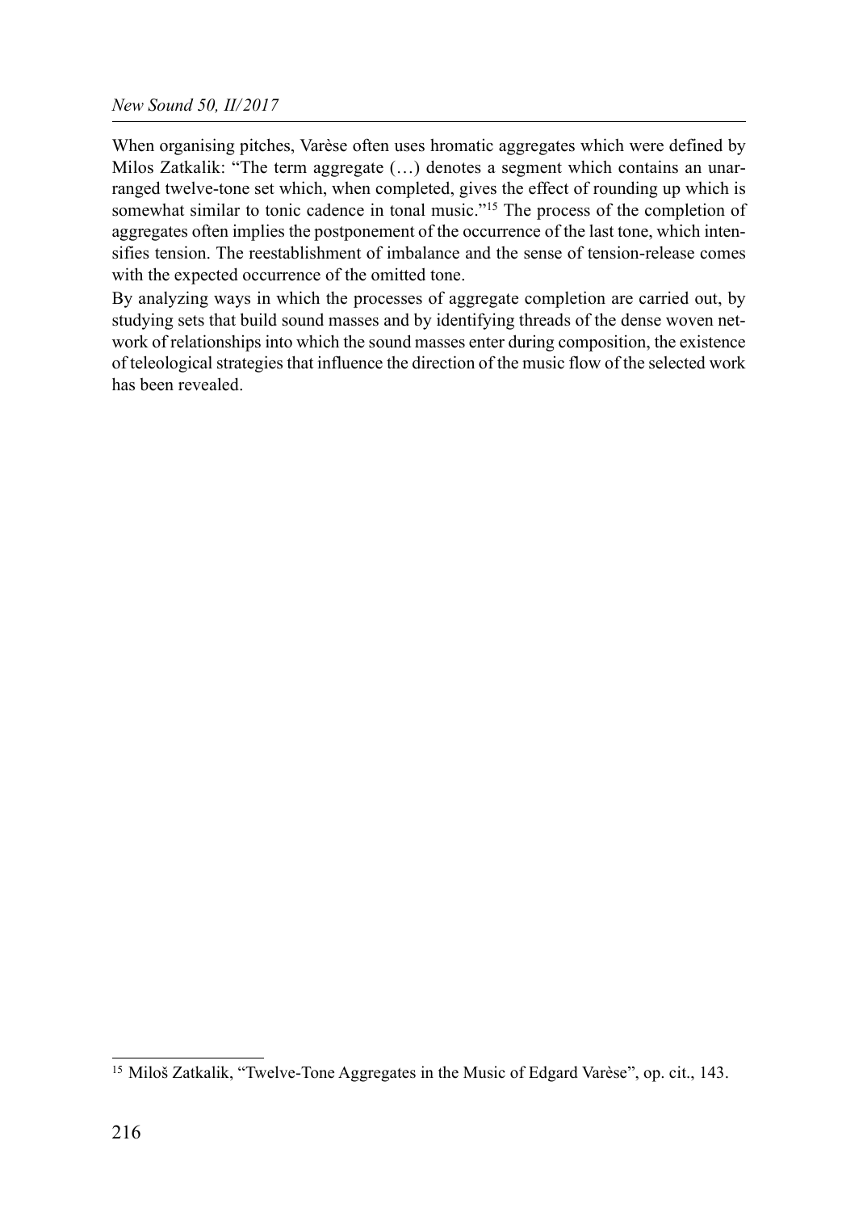When organising pitches, Varèse often uses hromatic aggregates which were defined by Milos Zatkalik: "The term aggregate (…) denotes a segment which contains an unarranged twelve-tone set which, when completed, gives the effect of rounding up which is somewhat similar to tonic cadence in tonal music."[15] The process of the completion of aggregates often implies the postponement of the occurrence of the last tone, which intensifies tension. The reestablishment of imbalance and the sense of tension-release comes with the expected occurrence of the omitted tone.

By analyzing ways in which the processes of aggregate completion are carried out, by studying sets that build sound masses and by identifying threads of the dense woven network of relationships into which the sound masses enter during composition, the existence of teleological strategies that influence the direction of the music flow of the selected work has been revealed.

---

[15] Miloš Zatkalik, "Twelve-Tone Aggregates in the Music of Edgard Varèse", op. cit., 143.